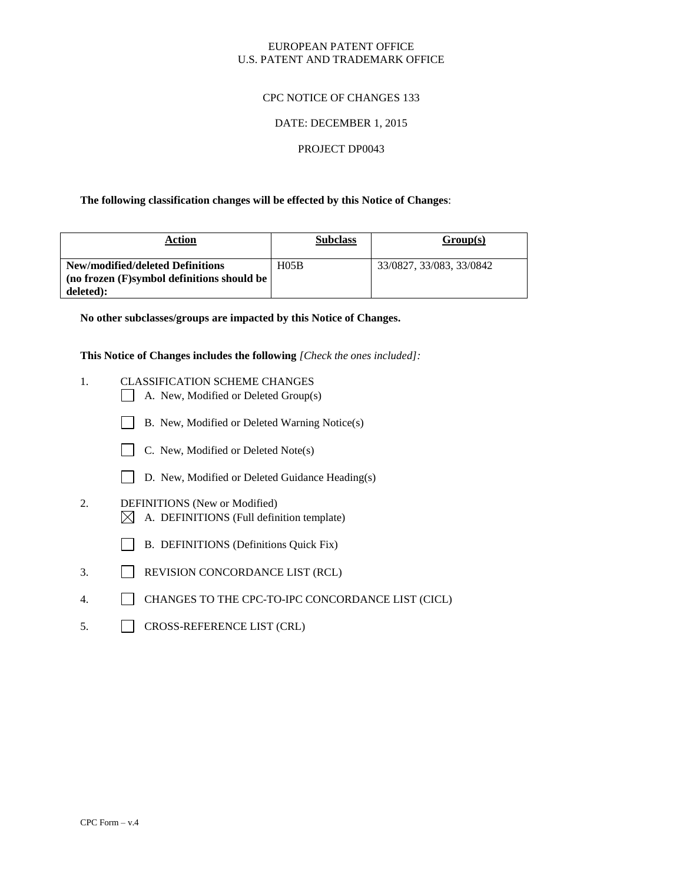EUROPEAN PATENT OFFICE
U.S. PATENT AND TRADEMARK OFFICE

CPC NOTICE OF CHANGES 133

DATE: DECEMBER 1, 2015

PROJECT DP0043

**The following classification changes will be effected by this Notice of Changes**:

| Action | Subclass | Group(s) |
|---|---|---|
| **New/modified/deleted Definitions (no frozen (F)symbol definitions should be deleted):** | H05B | 33/0827, 33/083, 33/0842 |

**No other subclasses/groups are impacted by this Notice of Changes.**

**This Notice of Changes includes the following** *[Check the ones included]:*

1. CLASSIFICATION SCHEME CHANGES
   - ☐ A. New, Modified or Deleted Group(s)
   - ☐ B. New, Modified or Deleted Warning Notice(s)
   - ☐ C. New, Modified or Deleted Note(s)
   - ☐ D. New, Modified or Deleted Guidance Heading(s)
2. DEFINITIONS (New or Modified)
   - ☒ A. DEFINITIONS (Full definition template)
   - ☐ B. DEFINITIONS (Definitions Quick Fix)
3. ☐ REVISION CONCORDANCE LIST (RCL)
4. ☐ CHANGES TO THE CPC-TO-IPC CONCORDANCE LIST (CICL)
5. ☐ CROSS-REFERENCE LIST (CRL)

CPC Form – v.4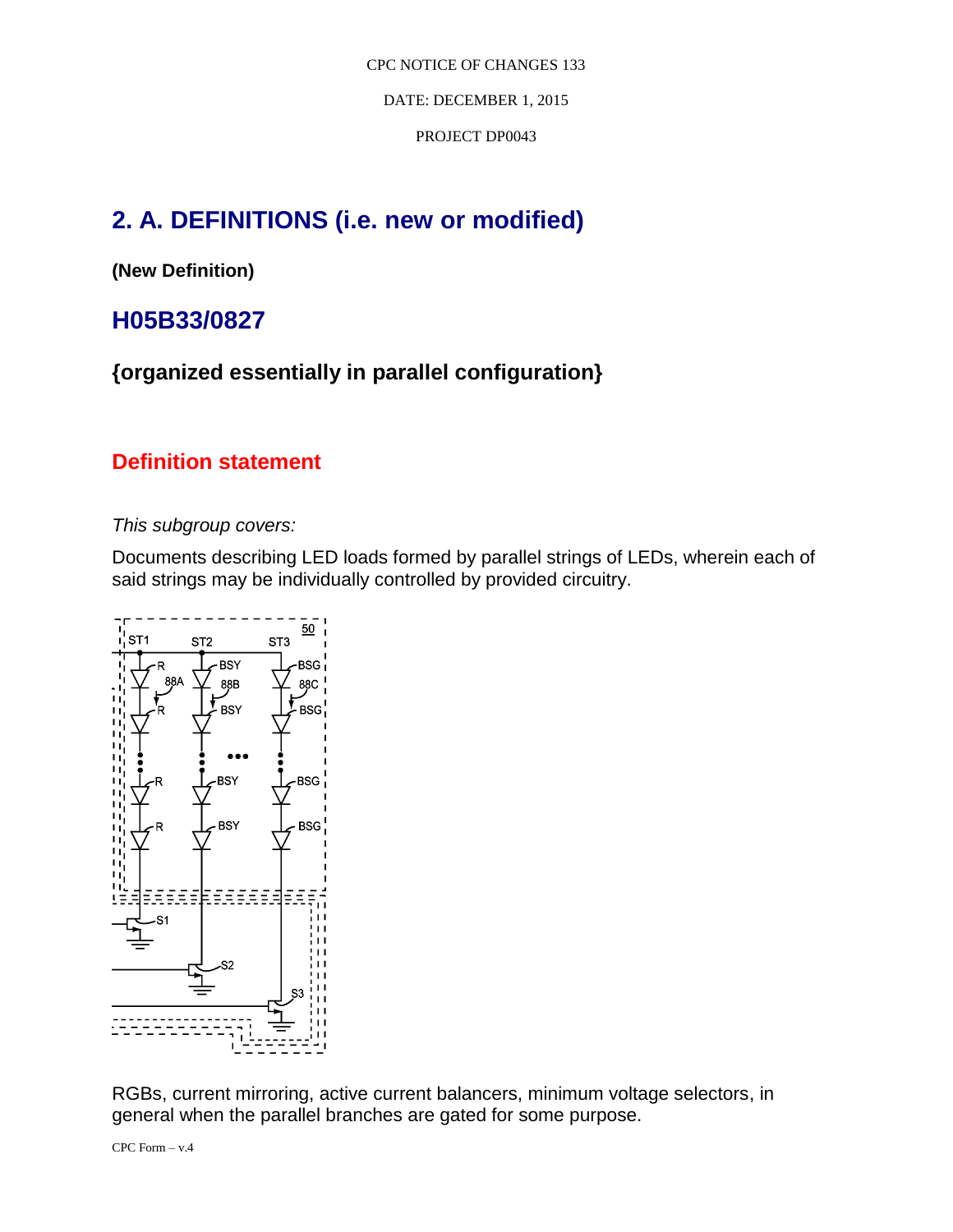# 2. A. DEFINITIONS (i.e. new or modified)

**(New Definition)**

## H05B33/0827

### {organized essentially in parallel configuration}

## Definition statement

*This subgroup covers:*

Documents describing LED loads formed by parallel strings of LEDs, wherein each of said strings may be individually controlled by provided circuitry.

RGBs, current mirroring, active current balancers, minimum voltage selectors, in general when the parallel branches are gated for some purpose.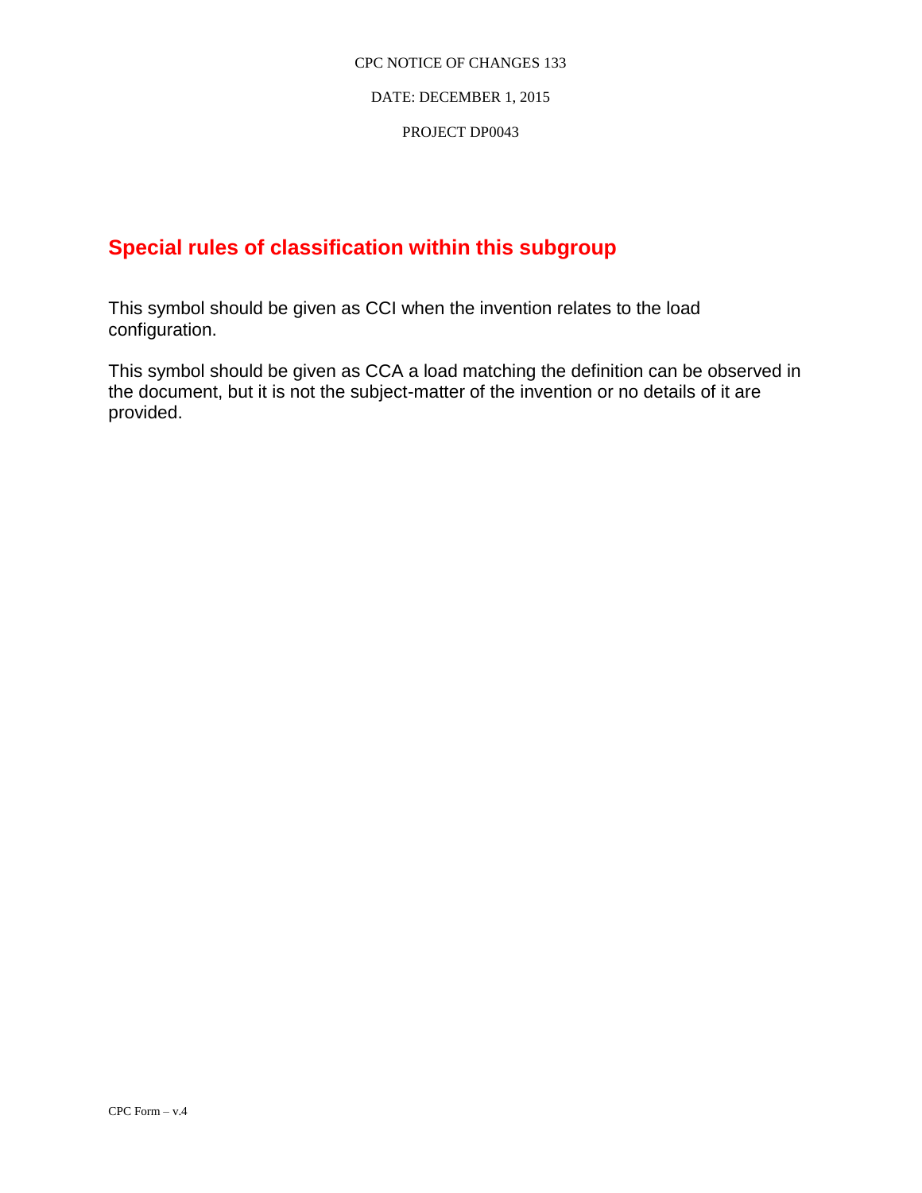## Special rules of classification within this subgroup

This symbol should be given as CCI when the invention relates to the load configuration.

This symbol should be given as CCA a load matching the definition can be observed in the document, but it is not the subject-matter of the invention or no details of it are provided.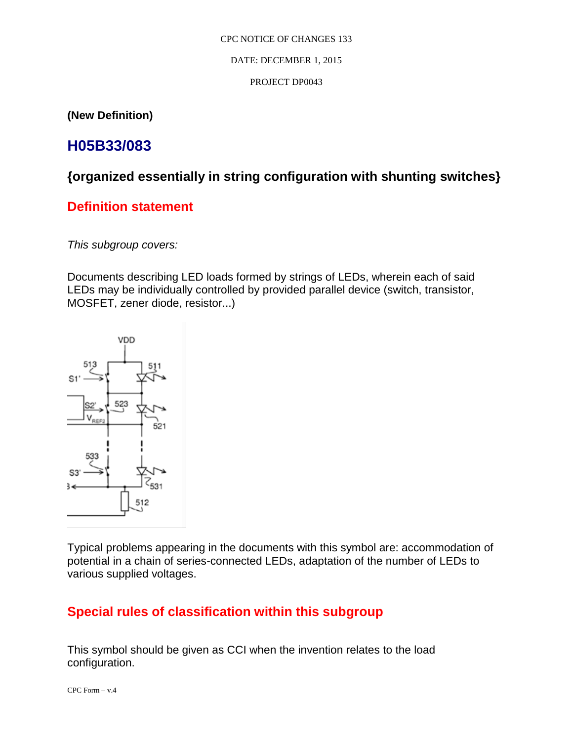(New Definition)

# H05B33/083

## {organized essentially in string configuration with shunting switches}

## Definition statement

*This subgroup covers:*

Documents describing LED loads formed by strings of LEDs, wherein each of said LEDs may be individually controlled by provided parallel device (switch, transistor, MOSFET, zener diode, resistor...)

Typical problems appearing in the documents with this symbol are: accommodation of potential in a chain of series-connected LEDs, adaptation of the number of LEDs to various supplied voltages.

## Special rules of classification within this subgroup

This symbol should be given as CCI when the invention relates to the load configuration.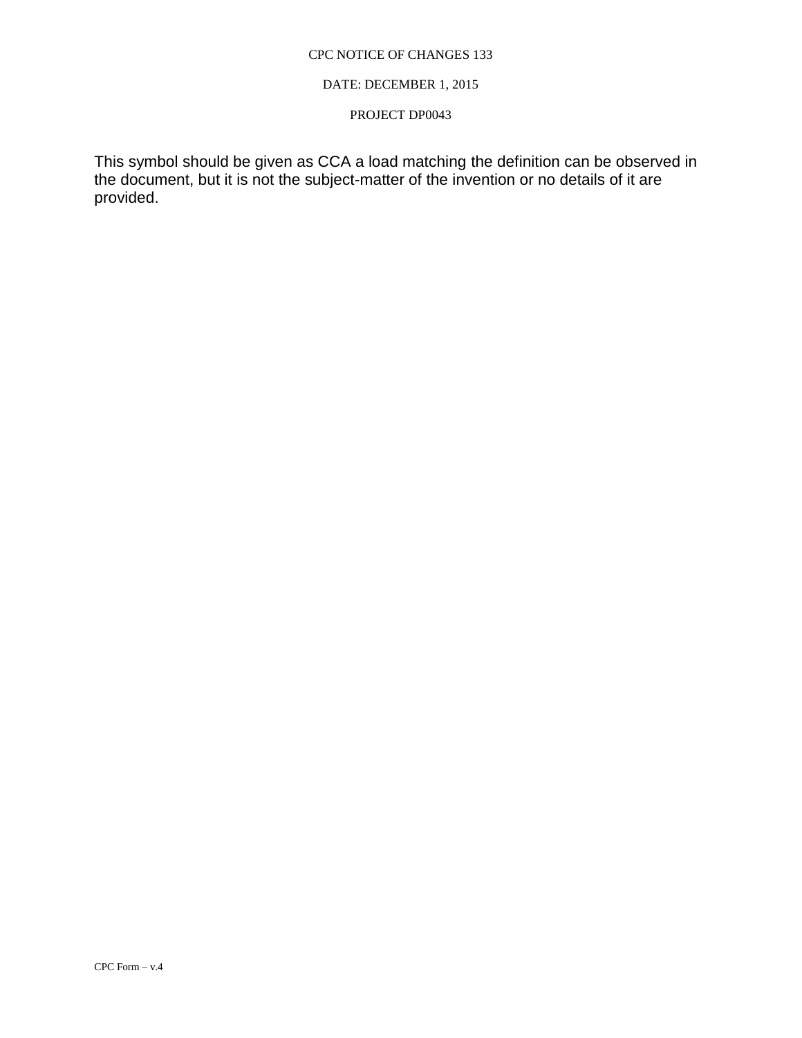This symbol should be given as CCA a load matching the definition can be observed in the document, but it is not the subject-matter of the invention or no details of it are provided.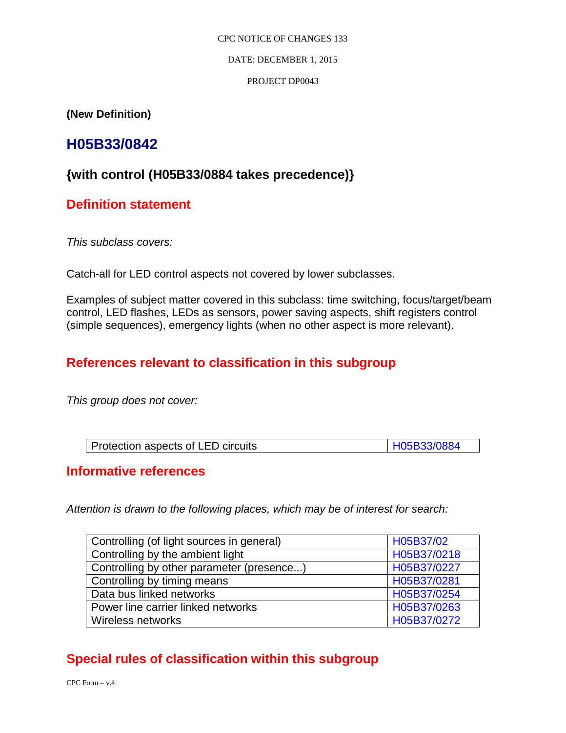**(New Definition)**

## H05B33/0842

### {with control (H05B33/0884 takes precedence)}

## Definition statement

*This subclass covers:*

Catch-all for LED control aspects not covered by lower subclasses.

Examples of subject matter covered in this subclass: time switching, focus/target/beam control, LED flashes, LEDs as sensors, power saving aspects, shift registers control (simple sequences), emergency lights (when no other aspect is more relevant).

## References relevant to classification in this subgroup

*This group does not cover:*

| | |
|---|---|
| Protection aspects of LED circuits | H05B33/0884 |

## Informative references

*Attention is drawn to the following places, which may be of interest for search:*

| | |
|---|---|
| Controlling (of light sources in general) | H05B37/02 |
| Controlling by the ambient light | H05B37/0218 |
| Controlling by other parameter (presence...) | H05B37/0227 |
| Controlling by timing means | H05B37/0281 |
| Data bus linked networks | H05B37/0254 |
| Power line carrier linked networks | H05B37/0263 |
| Wireless networks | H05B37/0272 |

## Special rules of classification within this subgroup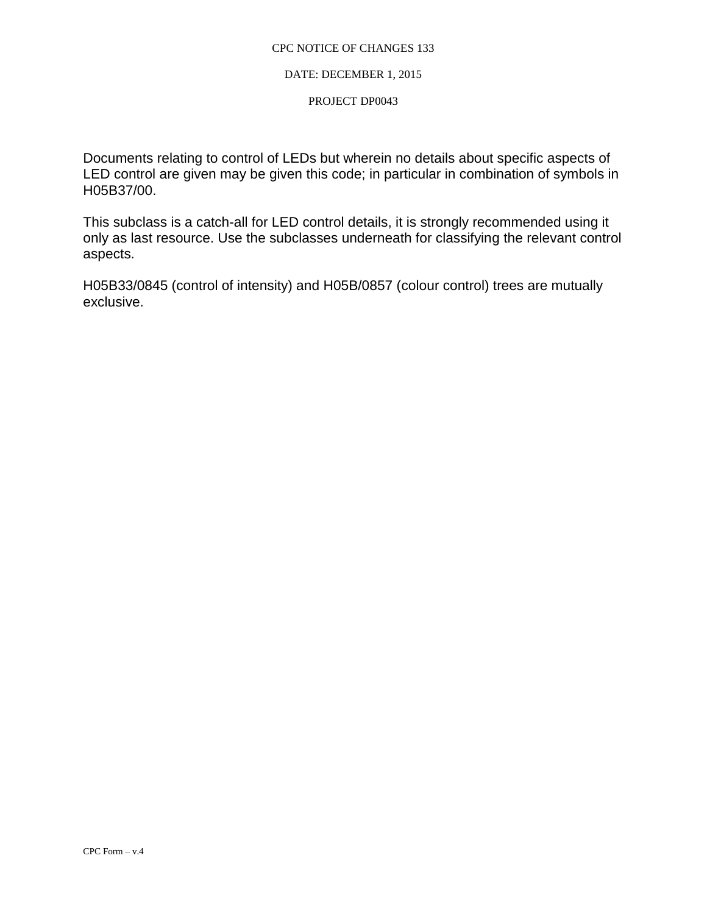Documents relating to control of LEDs but wherein no details about specific aspects of LED control are given may be given this code; in particular in combination of symbols in H05B37/00.

This subclass is a catch-all for LED control details, it is strongly recommended using it only as last resource. Use the subclasses underneath for classifying the relevant control aspects.

H05B33/0845 (control of intensity) and H05B/0857 (colour control) trees are mutually exclusive.